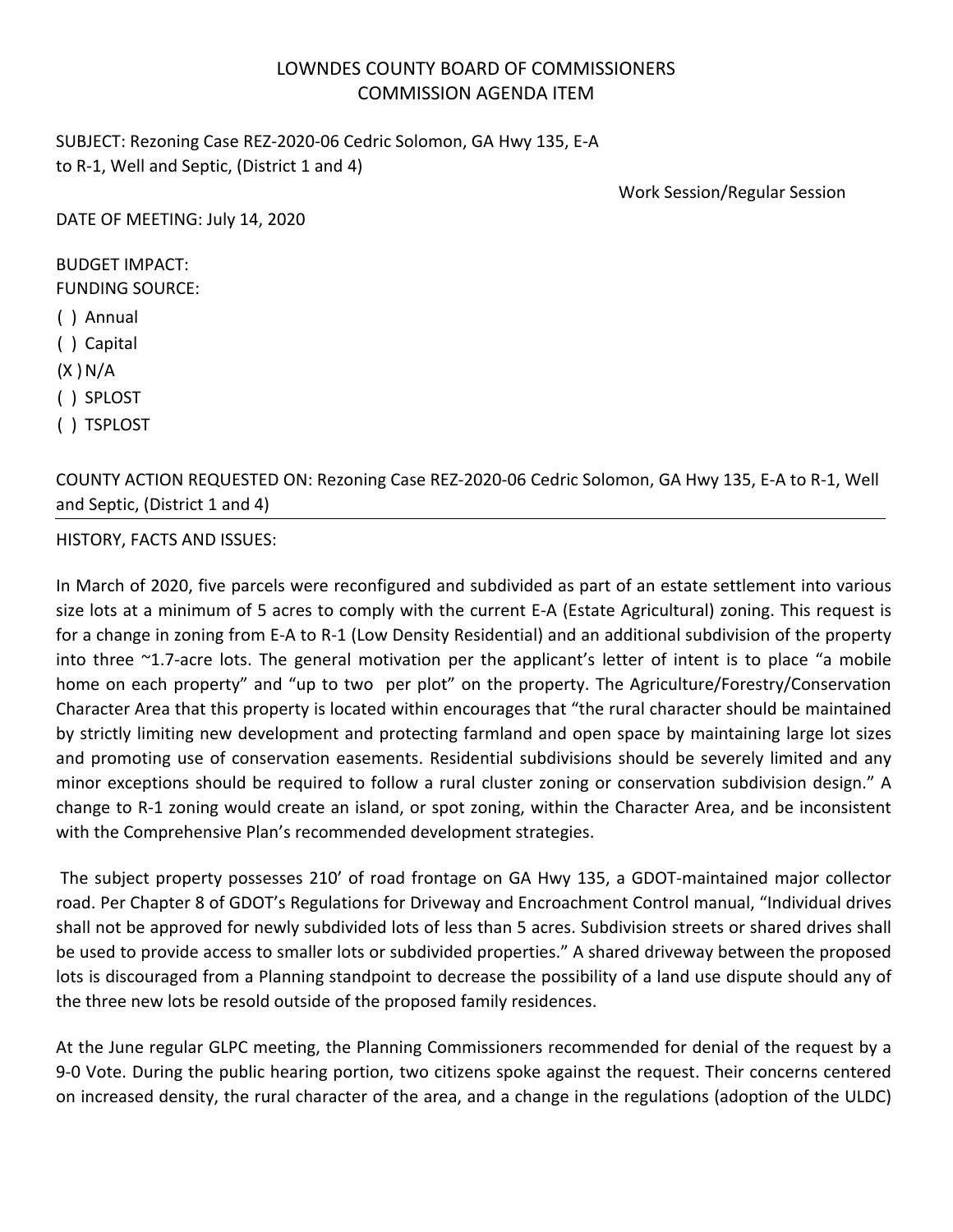# LOWNDES COUNTY BOARD OF COMMISSIONERS
## COMMISSION AGENDA ITEM

SUBJECT: Rezoning Case REZ-2020-06 Cedric Solomon, GA Hwy 135, E-A to R-1, Well and Septic, (District 1 and 4)

Work Session/Regular Session

DATE OF MEETING: July 14, 2020

BUDGET IMPACT:
FUNDING SOURCE:

( ) Annual
( ) Capital
(X ) N/A
( ) SPLOST
( ) TSPLOST

COUNTY ACTION REQUESTED ON: Rezoning Case REZ-2020-06 Cedric Solomon, GA Hwy 135, E-A to R-1, Well and Septic, (District 1 and 4)

HISTORY, FACTS AND ISSUES:

In March of 2020, five parcels were reconfigured and subdivided as part of an estate settlement into various size lots at a minimum of 5 acres to comply with the current E-A (Estate Agricultural) zoning. This request is for a change in zoning from E-A to R-1 (Low Density Residential) and an additional subdivision of the property into three ~1.7-acre lots. The general motivation per the applicant's letter of intent is to place "a mobile home on each property" and "up to two per plot" on the property. The Agriculture/Forestry/Conservation Character Area that this property is located within encourages that "the rural character should be maintained by strictly limiting new development and protecting farmland and open space by maintaining large lot sizes and promoting use of conservation easements. Residential subdivisions should be severely limited and any minor exceptions should be required to follow a rural cluster zoning or conservation subdivision design." A change to R-1 zoning would create an island, or spot zoning, within the Character Area, and be inconsistent with the Comprehensive Plan's recommended development strategies.

The subject property possesses 210' of road frontage on GA Hwy 135, a GDOT-maintained major collector road. Per Chapter 8 of GDOT's Regulations for Driveway and Encroachment Control manual, "Individual drives shall not be approved for newly subdivided lots of less than 5 acres. Subdivision streets or shared drives shall be used to provide access to smaller lots or subdivided properties." A shared driveway between the proposed lots is discouraged from a Planning standpoint to decrease the possibility of a land use dispute should any of the three new lots be resold outside of the proposed family residences.

At the June regular GLPC meeting, the Planning Commissioners recommended for denial of the request by a 9-0 Vote. During the public hearing portion, two citizens spoke against the request. Their concerns centered on increased density, the rural character of the area, and a change in the regulations (adoption of the ULDC)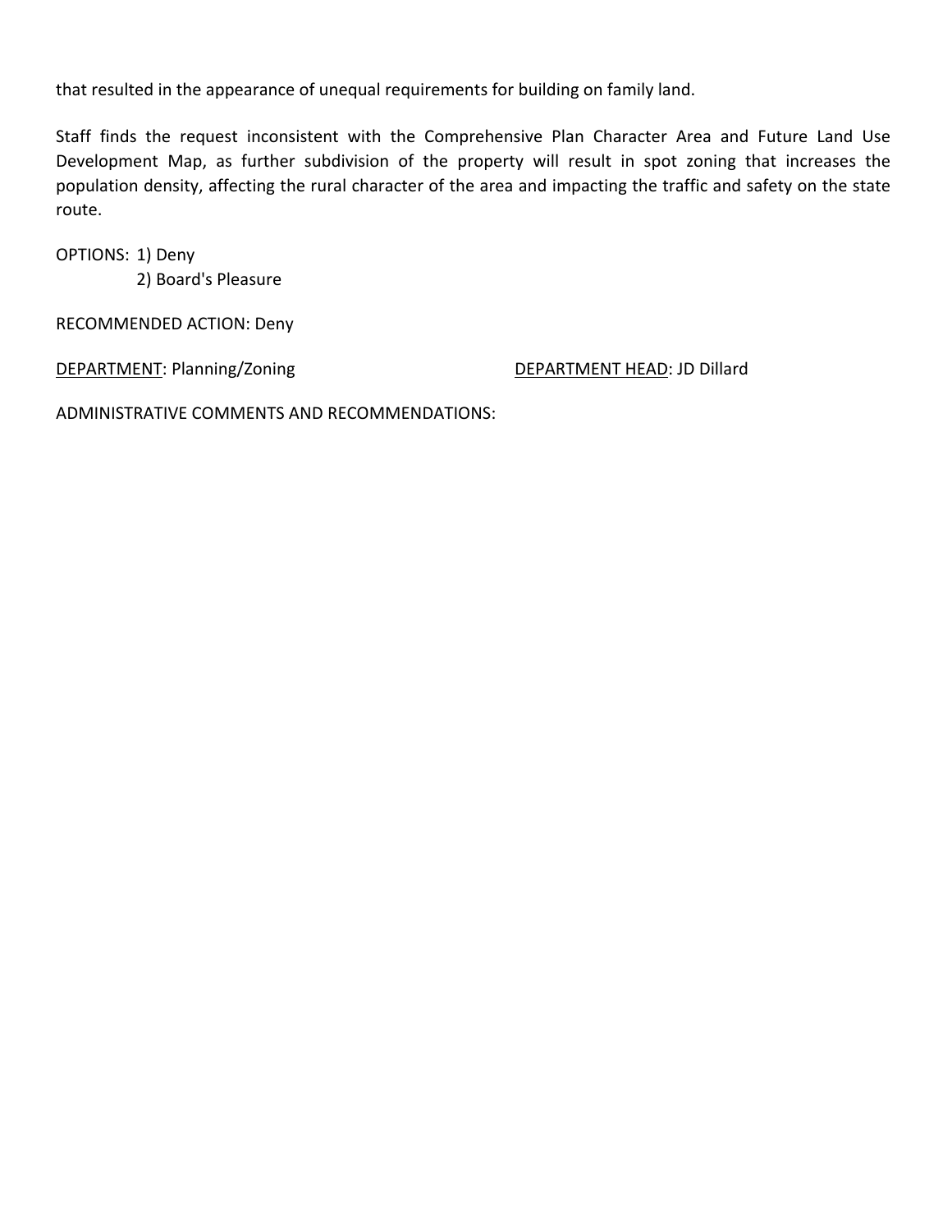that resulted in the appearance of unequal requirements for building on family land.

Staff finds the request inconsistent with the Comprehensive Plan Character Area and Future Land Use Development Map, as further subdivision of the property will result in spot zoning that increases the population density, affecting the rural character of the area and impacting the traffic and safety on the state route.

OPTIONS: 1) Deny
2) Board's Pleasure

RECOMMENDED ACTION: Deny

DEPARTMENT: Planning/Zoning DEPARTMENT HEAD: JD Dillard

ADMINISTRATIVE COMMENTS AND RECOMMENDATIONS: